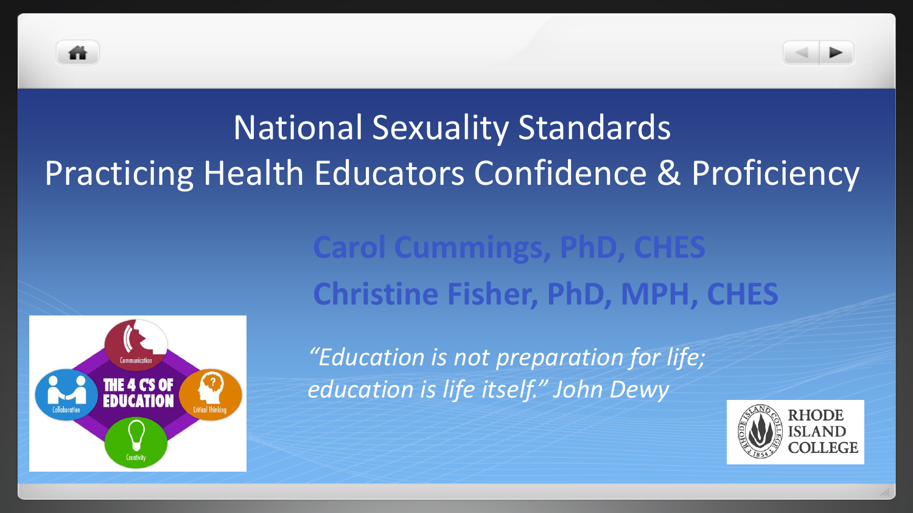# National Sexuality Standards
# Practicing Health Educators Confidence & Proficiency

**Carol Cummings, PhD, CHES**

**Christine Fisher, PhD, MPH, CHES**

*"Education is not preparation for life; education is life itself." John Dewy*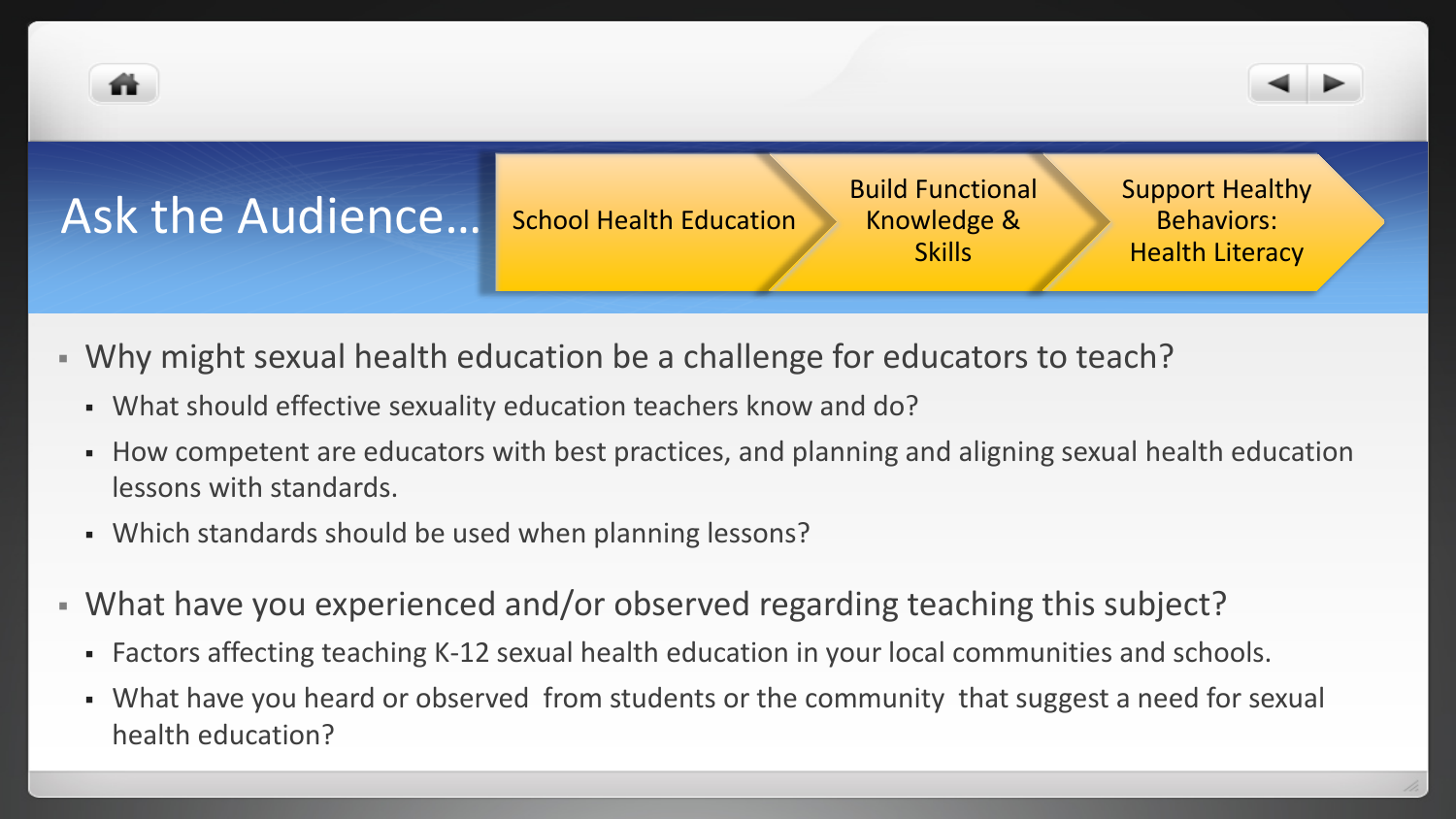# Ask the Audience…

School Health Education → Build Functional Knowledge & Skills → Support Healthy Behaviors: Health Literacy

- Why might sexual health education be a challenge for educators to teach?
  - What should effective sexuality education teachers know and do?
  - How competent are educators with best practices, and planning and aligning sexual health education lessons with standards.
  - Which standards should be used when planning lessons?
- What have you experienced and/or observed regarding teaching this subject?
  - Factors affecting teaching K-12 sexual health education in your local communities and schools.
  - What have you heard or observed from students or the community that suggest a need for sexual health education?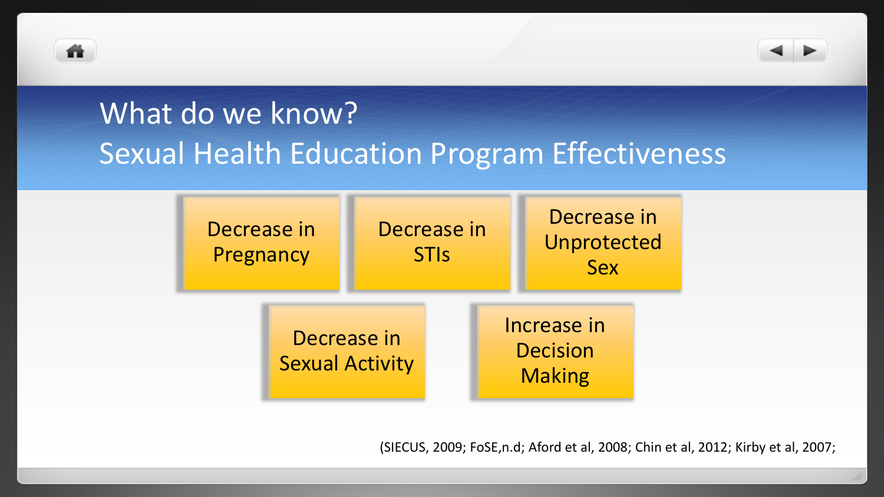# What do we know?
## Sexual Health Education Program Effectiveness

- Decrease in Pregnancy
- Decrease in STIs
- Decrease in Unprotected Sex
- Decrease in Sexual Activity
- Increase in Decision Making

(SIECUS, 2009; FoSE,n.d; Aford et al, 2008; Chin et al, 2012; Kirby et al, 2007;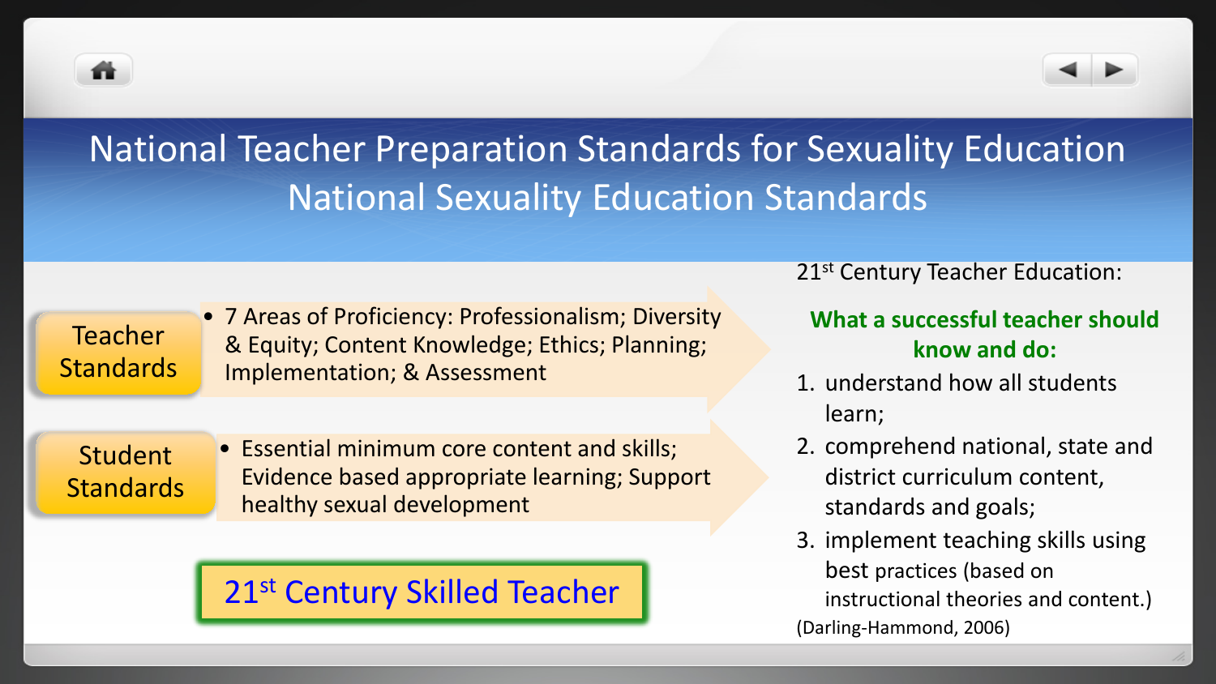# National Teacher Preparation Standards for Sexuality Education
# National Sexuality Education Standards

**Teacher Standards**

- 7 Areas of Proficiency: Professionalism; Diversity & Equity; Content Knowledge; Ethics; Planning; Implementation; & Assessment

**Student Standards**

- Essential minimum core content and skills; Evidence based appropriate learning; Support healthy sexual development

**21st Century Skilled Teacher**

21st Century Teacher Education:

**What a successful teacher should know and do:**

1. understand how all students learn;
2. comprehend national, state and district curriculum content, standards and goals;
3. implement teaching skills using best practices (based on instructional theories and content.)

(Darling-Hammond, 2006)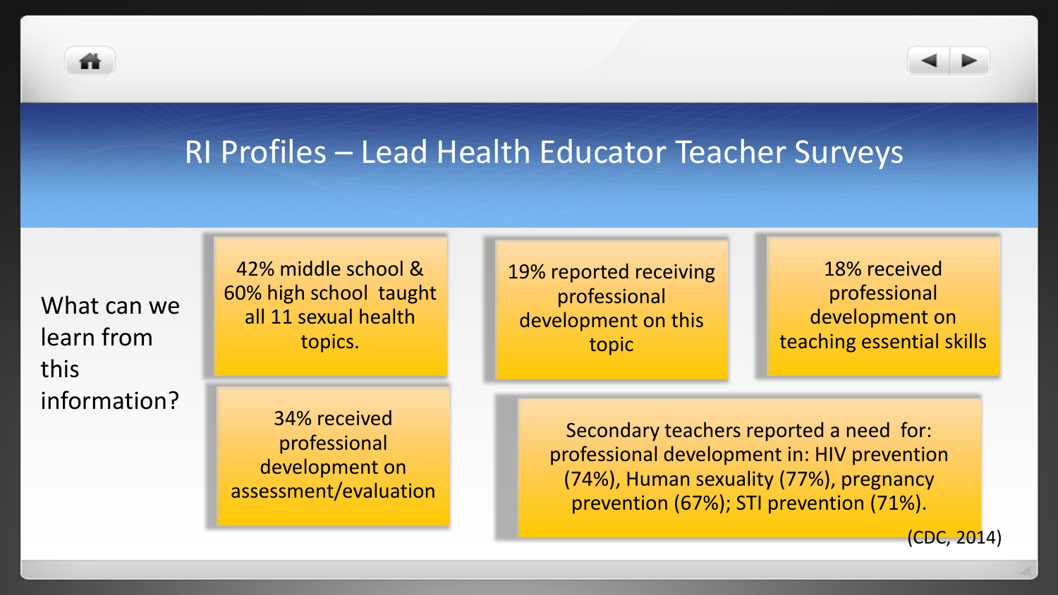# RI Profiles – Lead Health Educator Teacher Surveys

What can we learn from this information?

42% middle school & 60% high school taught all 11 sexual health topics.

19% reported receiving professional development on this topic

18% received professional development on teaching essential skills

34% received professional development on assessment/evaluation

Secondary teachers reported a need for: professional development in: HIV prevention (74%), Human sexuality (77%), pregnancy prevention (67%); STI prevention (71%).

(CDC, 2014)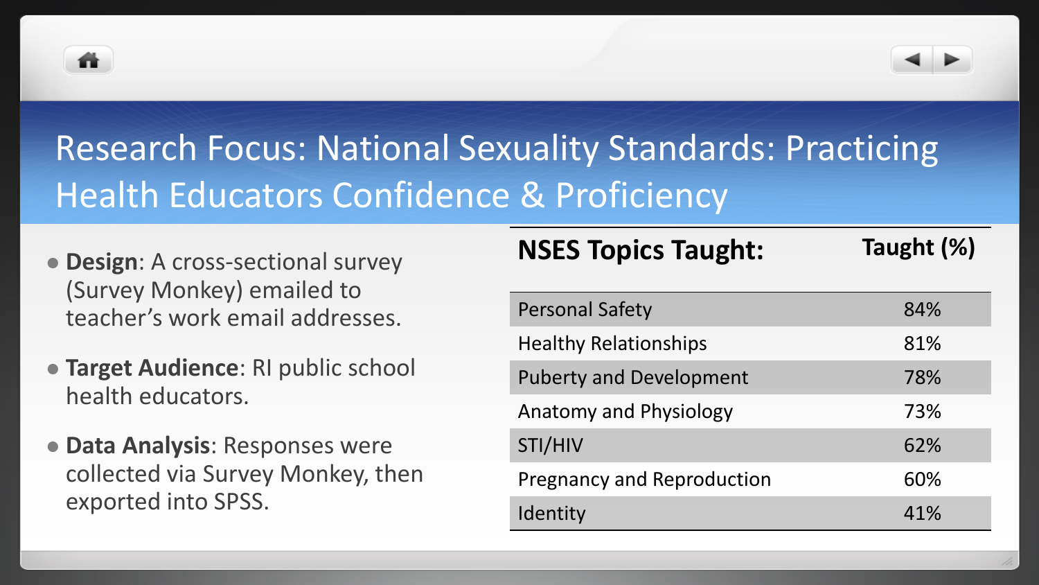# Research Focus: National Sexuality Standards: Practicing Health Educators Confidence & Proficiency

- **Design**: A cross-sectional survey (Survey Monkey) emailed to teacher's work email addresses.
- **Target Audience**: RI public school health educators.
- **Data Analysis**: Responses were collected via Survey Monkey, then exported into SPSS.

| NSES Topics Taught: | Taught (%) |
| --- | --- |
| Personal Safety | 84% |
| Healthy Relationships | 81% |
| Puberty and Development | 78% |
| Anatomy and Physiology | 73% |
| STI/HIV | 62% |
| Pregnancy and Reproduction | 60% |
| Identity | 41% |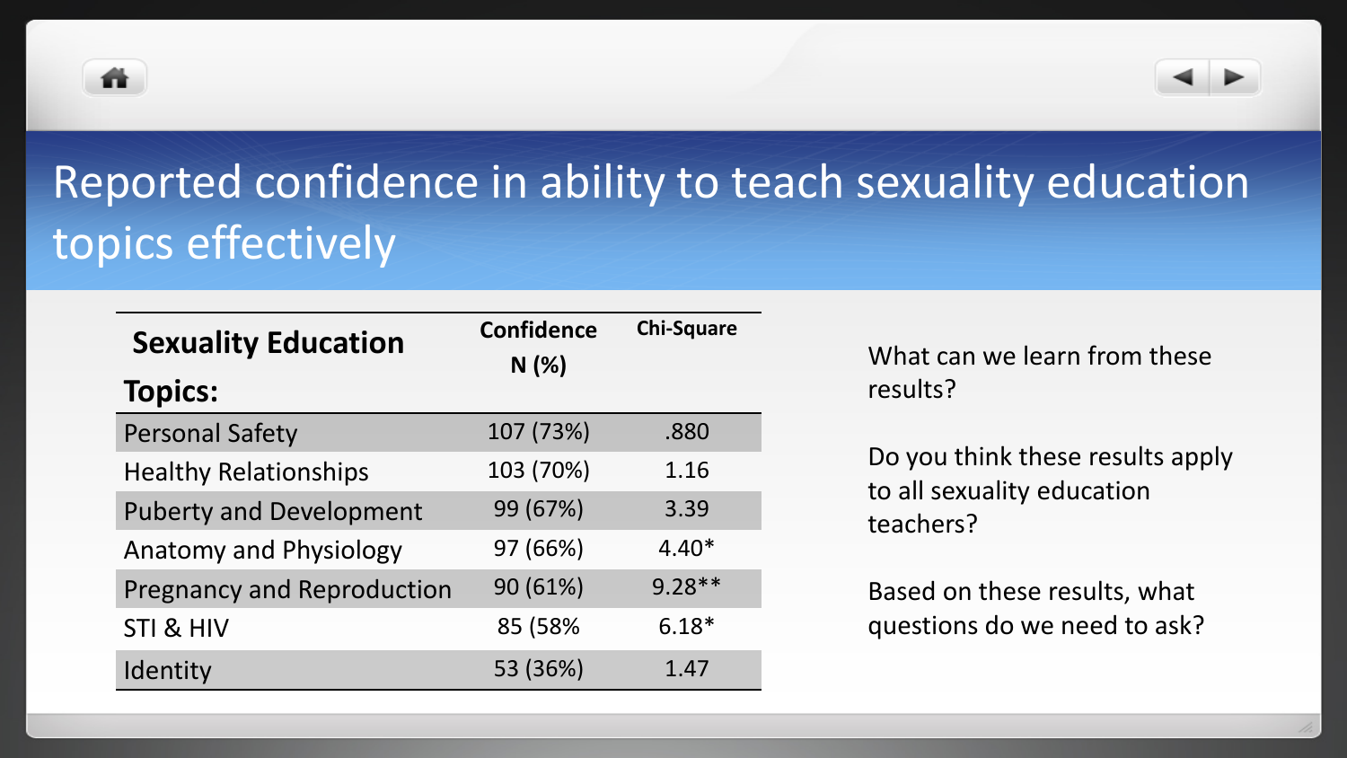# Reported confidence in ability to teach sexuality education topics effectively

| Sexuality Education Topics: | Confidence N (%) | Chi-Square |
|---|---|---|
| Personal Safety | 107 (73%) | .880 |
| Healthy Relationships | 103 (70%) | 1.16 |
| Puberty and Development | 99 (67%) | 3.39 |
| Anatomy and Physiology | 97 (66%) | 4.40* |
| Pregnancy and Reproduction | 90 (61%) | 9.28** |
| STI & HIV | 85 (58% | 6.18* |
| Identity | 53 (36%) | 1.47 |

What can we learn from these results?

Do you think these results apply to all sexuality education teachers?

Based on these results, what questions do we need to ask?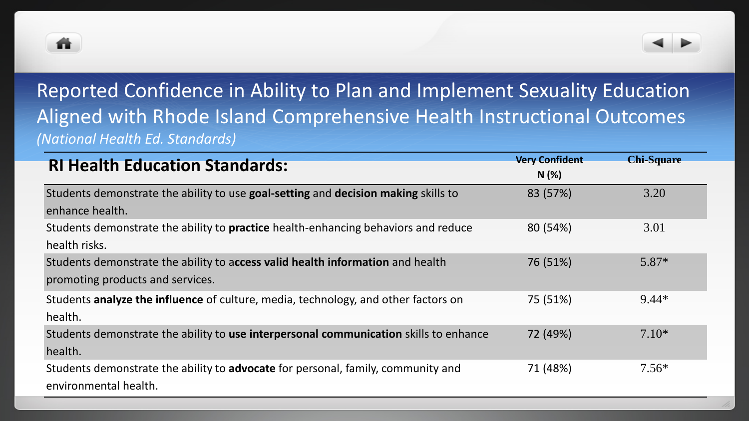# Reported Confidence in Ability to Plan and Implement Sexuality Education Aligned with Rhode Island Comprehensive Health Instructional Outcomes

*(National Health Ed. Standards)*

| RI Health Education Standards: | Very Confident N (%) | Chi-Square |
|---|---|---|
| Students demonstrate the ability to use **goal-setting** and **decision making** skills to enhance health. | 83 (57%) | 3.20 |
| Students demonstrate the ability to **practice** health-enhancing behaviors and reduce health risks. | 80 (54%) | 3.01 |
| Students demonstrate the ability to a**ccess valid health information** and health promoting products and services. | 76 (51%) | 5.87* |
| Students **analyze the influence** of culture, media, technology, and other factors on health. | 75 (51%) | 9.44* |
| Students demonstrate the ability to **use interpersonal communication** skills to enhance health. | 72 (49%) | 7.10* |
| Students demonstrate the ability to **advocate** for personal, family, community and environmental health. | 71 (48%) | 7.56* |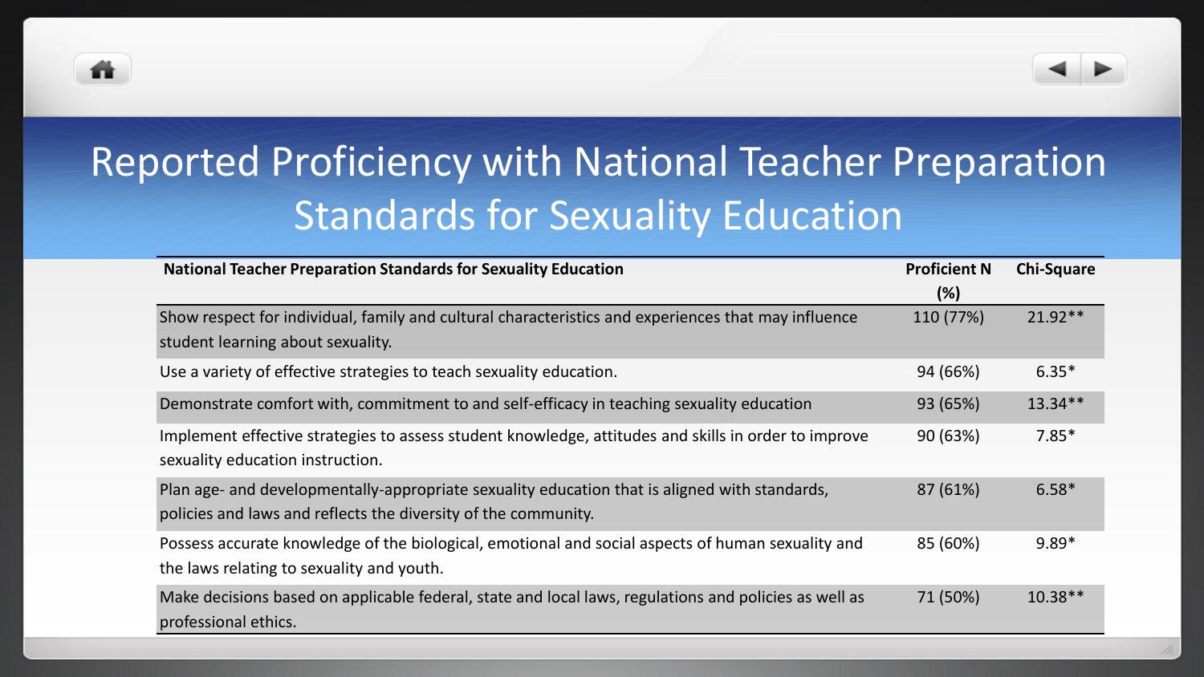# Reported Proficiency with National Teacher Preparation Standards for Sexuality Education

| National Teacher Preparation Standards for Sexuality Education | Proficient N (%) | Chi-Square |
|---|---|---|
| Show respect for individual, family and cultural characteristics and experiences that may influence student learning about sexuality. | 110 (77%) | 21.92** |
| Use a variety of effective strategies to teach sexuality education. | 94 (66%) | 6.35* |
| Demonstrate comfort with, commitment to and self-efficacy in teaching sexuality education | 93 (65%) | 13.34** |
| Implement effective strategies to assess student knowledge, attitudes and skills in order to improve sexuality education instruction. | 90 (63%) | 7.85* |
| Plan age- and developmentally-appropriate sexuality education that is aligned with standards, policies and laws and reflects the diversity of the community. | 87 (61%) | 6.58* |
| Possess accurate knowledge of the biological, emotional and social aspects of human sexuality and the laws relating to sexuality and youth. | 85 (60%) | 9.89* |
| Make decisions based on applicable federal, state and local laws, regulations and policies as well as professional ethics. | 71 (50%) | 10.38** |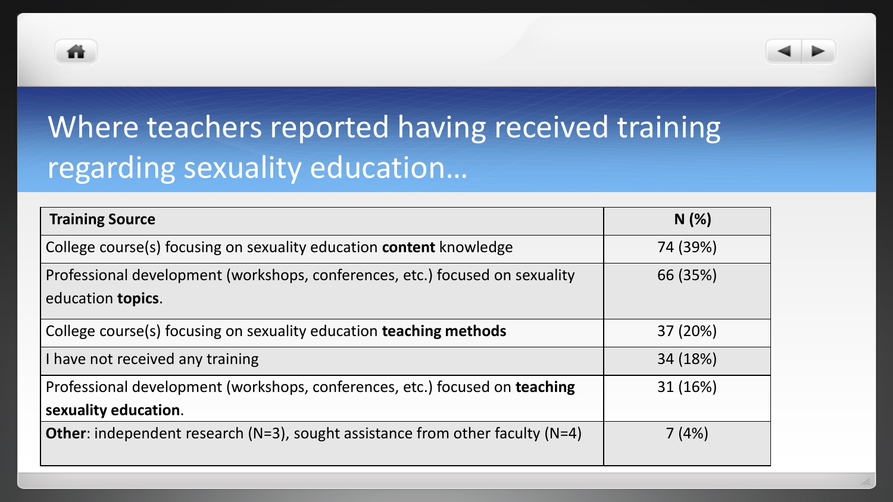# Where teachers reported having received training regarding sexuality education…

| **Training Source** | **N (%)** |
|---|---|
| College course(s) focusing on sexuality education **content** knowledge | 74 (39%) |
| Professional development (workshops, conferences, etc.) focused on sexuality education **topics**. | 66 (35%) |
| College course(s) focusing on sexuality education **teaching methods** | 37 (20%) |
| I have not received any training | 34 (18%) |
| Professional development (workshops, conferences, etc.) focused on **teaching sexuality education**. | 31 (16%) |
| **Other**: independent research (N=3), sought assistance from other faculty (N=4) | 7 (4%) |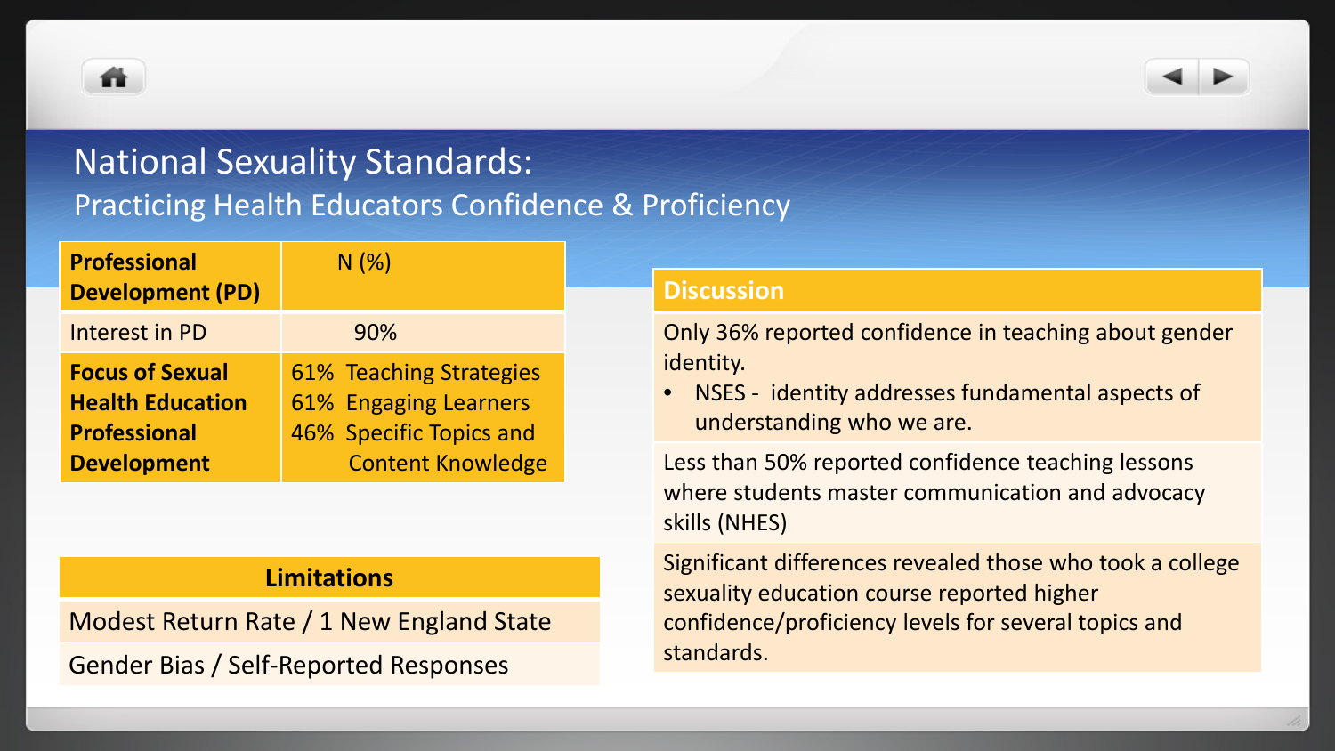# National Sexuality Standards:

## Practicing Health Educators Confidence & Proficiency

| Professional Development (PD) | N (%) |
|---|---|
| Interest in PD | 90% |
| Focus of Sexual Health Education Professional Development | 61% Teaching Strategies<br>61% Engaging Learners<br>46% Specific Topics and Content Knowledge |

| Limitations |
|---|
| Modest Return Rate / 1 New England State |
| Gender Bias / Self-Reported Responses |

| Discussion |
|---|
| Only 36% reported confidence in teaching about gender identity.<br>• NSES - identity addresses fundamental aspects of understanding who we are. |
| Less than 50% reported confidence teaching lessons where students master communication and advocacy skills (NHES) |
| Significant differences revealed those who took a college sexuality education course reported higher confidence/proficiency levels for several topics and standards. |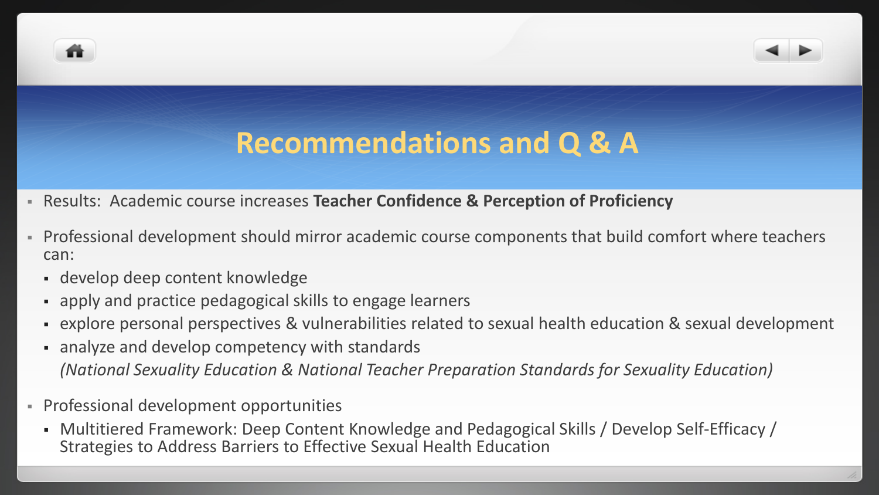# Recommendations and Q & A

- Results: Academic course increases **Teacher Confidence & Perception of Proficiency**
- Professional development should mirror academic course components that build comfort where teachers can:
  - develop deep content knowledge
  - apply and practice pedagogical skills to engage learners
  - explore personal perspectives & vulnerabilities related to sexual health education & sexual development
  - analyze and develop competency with standards
    *(National Sexuality Education & National Teacher Preparation Standards for Sexuality Education)*
- Professional development opportunities
  - Multitiered Framework: Deep Content Knowledge and Pedagogical Skills / Develop Self-Efficacy / Strategies to Address Barriers to Effective Sexual Health Education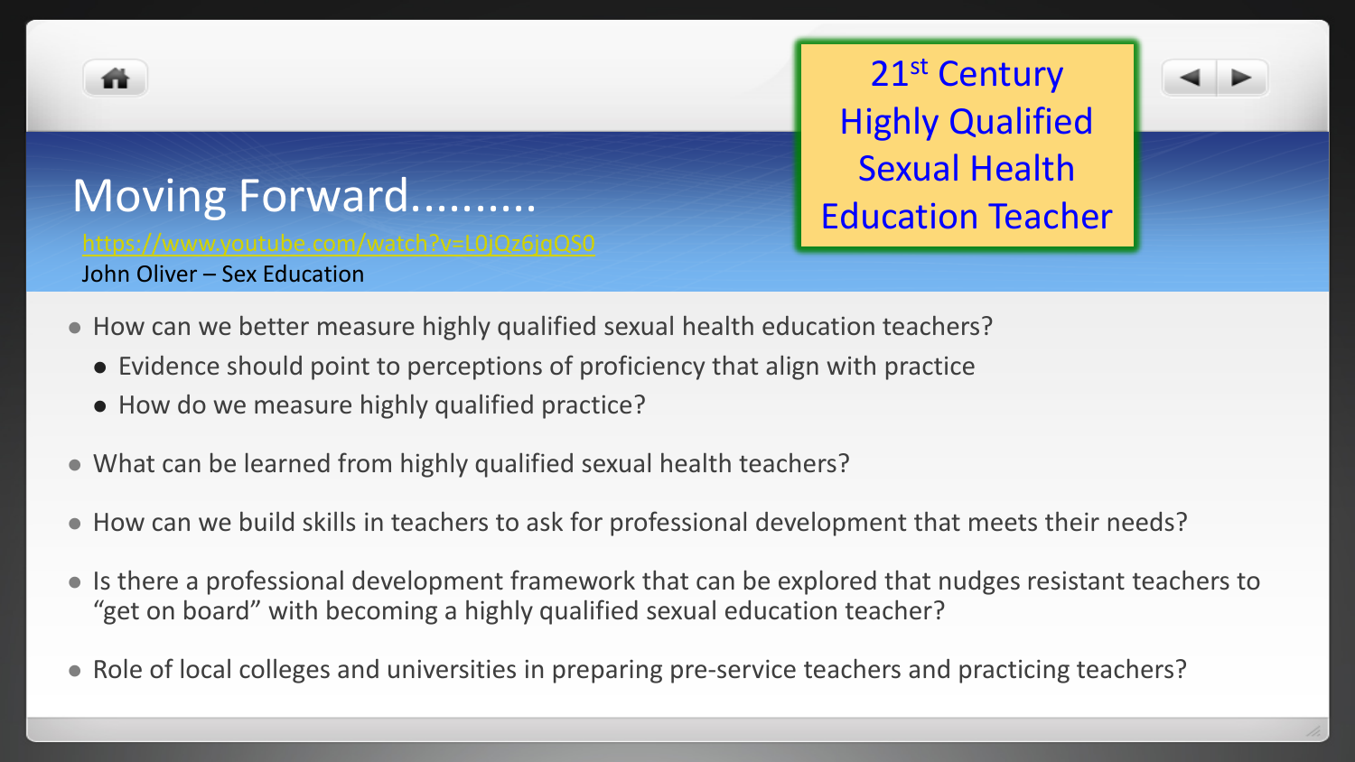# Moving Forward..........

https://www.youtube.com/watch?v=L0jQz6jqQS0

John Oliver – Sex Education

21st Century Highly Qualified Sexual Health Education Teacher

- How can we better measure highly qualified sexual health education teachers?
  - Evidence should point to perceptions of proficiency that align with practice
  - How do we measure highly qualified practice?
- What can be learned from highly qualified sexual health teachers?
- How can we build skills in teachers to ask for professional development that meets their needs?
- Is there a professional development framework that can be explored that nudges resistant teachers to "get on board" with becoming a highly qualified sexual education teacher?
- Role of local colleges and universities in preparing pre-service teachers and practicing teachers?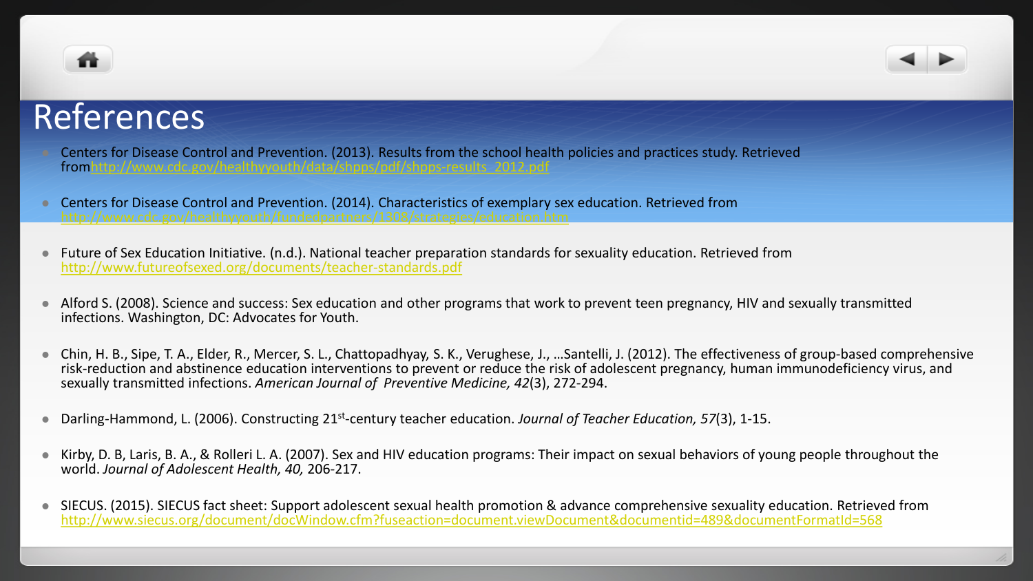# References

- Centers for Disease Control and Prevention. (2013). Results from the school health policies and practices study. Retrieved fromhttp://www.cdc.gov/healthyyouth/data/shpps/pdf/shpps-results_2012.pdf
- Centers for Disease Control and Prevention. (2014). Characteristics of exemplary sex education. Retrieved from http://www.cdc.gov/healthyyouth/fundedpartners/1308/strategies/education.htm
- Future of Sex Education Initiative. (n.d.). National teacher preparation standards for sexuality education. Retrieved from http://www.futureofsexed.org/documents/teacher-standards.pdf
- Alford S. (2008). Science and success: Sex education and other programs that work to prevent teen pregnancy, HIV and sexually transmitted infections. Washington, DC: Advocates for Youth.
- Chin, H. B., Sipe, T. A., Elder, R., Mercer, S. L., Chattopadhyay, S. K., Verughese, J., …Santelli, J. (2012). The effectiveness of group-based comprehensive risk-reduction and abstinence education interventions to prevent or reduce the risk of adolescent pregnancy, human immunodeficiency virus, and sexually transmitted infections. *American Journal of Preventive Medicine, 42*(3), 272-294.
- Darling-Hammond, L. (2006). Constructing 21st-century teacher education. *Journal of Teacher Education, 57*(3), 1-15.
- Kirby, D. B, Laris, B. A., & Rolleri L. A. (2007). Sex and HIV education programs: Their impact on sexual behaviors of young people throughout the world. *Journal of Adolescent Health, 40,* 206-217.
- SIECUS. (2015). SIECUS fact sheet: Support adolescent sexual health promotion & advance comprehensive sexuality education. Retrieved from http://www.siecus.org/document/docWindow.cfm?fuseaction=document.viewDocument&documentid=489&documentFormatId=568